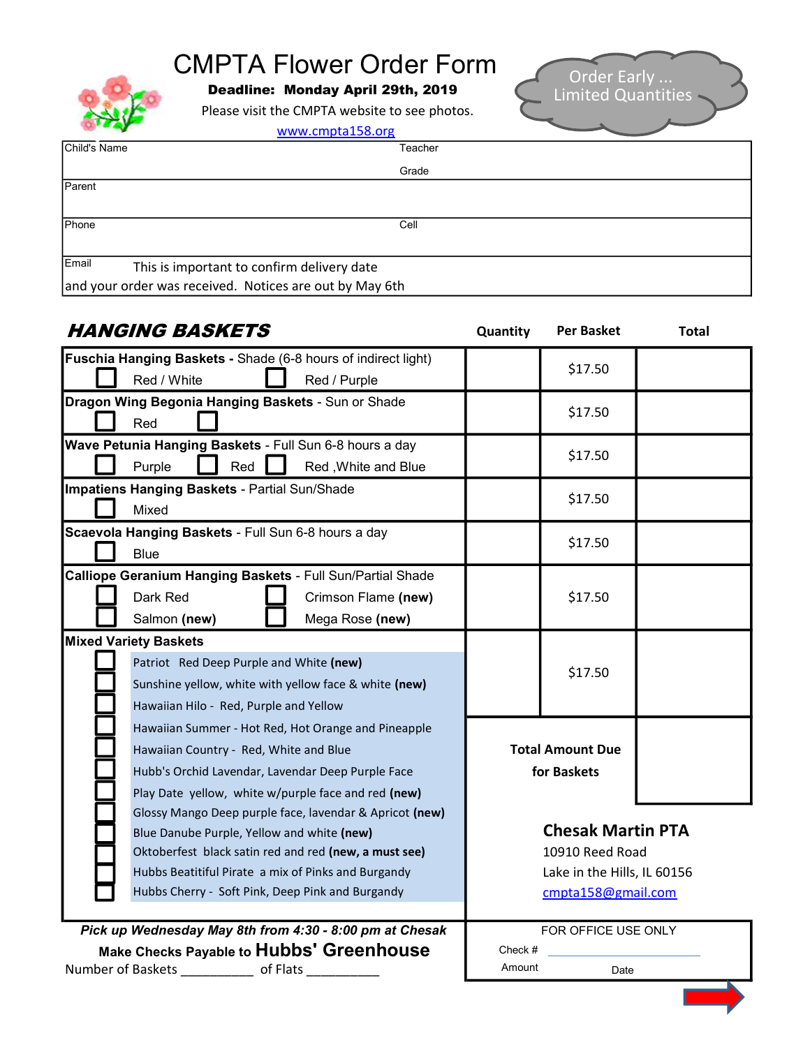# CMPTA Flower Order Form

**Deadline: Monday April 29th, 2019**

Please visit the CMPTA website to see photos.

www.cmpta158.org

Order Early ... Limited Quantities

| Child's Name | Teacher / Grade |
|---|---|
| Parent | |
| Phone | Cell |
| Email This is important to confirm delivery date and your order was received. Notices are out by May 6th | |

## *HANGING BASKETS*

| | Quantity | Per Basket | Total |
|---|---|---|---|
| **Fuschia Hanging Baskets** - Shade (6-8 hours of indirect light) ☐ Red / White ☐ Red / Purple | | $17.50 | |
| **Dragon Wing Begonia Hanging Baskets** - Sun or Shade ☐ Red ☐ | | $17.50 | |
| **Wave Petunia Hanging Baskets** - Full Sun 6-8 hours a day ☐ Purple ☐ Red ☐ Red ,White and Blue | | $17.50 | |
| **Impatiens Hanging Baskets** - Partial Sun/Shade ☐ Mixed | | $17.50 | |
| **Scaevola Hanging Baskets** - Full Sun 6-8 hours a day ☐ Blue | | $17.50 | |
| **Calliope Geranium Hanging Baskets** - Full Sun/Partial Shade ☐ Dark Red ☐ Crimson Flame **(new)** ☐ Salmon **(new)** ☐ Mega Rose **(new)** | | $17.50 | |
| **Mixed Variety Baskets** ☐ Patriot Red Deep Purple and White **(new)** ☐ Sunshine yellow, white with yellow face & white **(new)** ☐ Hawaiian Hilo - Red, Purple and Yellow | | $17.50 | |
| ☐ Hawaiian Summer - Hot Red, Hot Orange and Pineapple ☐ Hawaiian Country - Red, White and Blue ☐ Hubb's Orchid Lavendar, Lavendar Deep Purple Face ☐ Play Date yellow, white w/purple face and red **(new)** | **Total Amount Due for Baskets** | | |

☐ Glossy Mango Deep purple face, lavendar & Apricot **(new)**
☐ Blue Danube Purple, Yellow and white **(new)**
☐ Oktoberfest black satin red and red **(new, a must see)**
☐ Hubbs Beatitiful Pirate a mix of Pinks and Burgandy
☐ Hubbs Cherry - Soft Pink, Deep Pink and Burgandy

**Chesak Martin PTA**
10910 Reed Road
Lake in the Hills, IL 60156
cmpta158@gmail.com

***Pick up Wednesday May 8th from 4:30 - 8:00 pm at Chesak***

**Make Checks Payable to Hubbs' Greenhouse**

Number of Baskets __________ of Flats __________

FOR OFFICE USE ONLY
Check # ____________________
Amount Date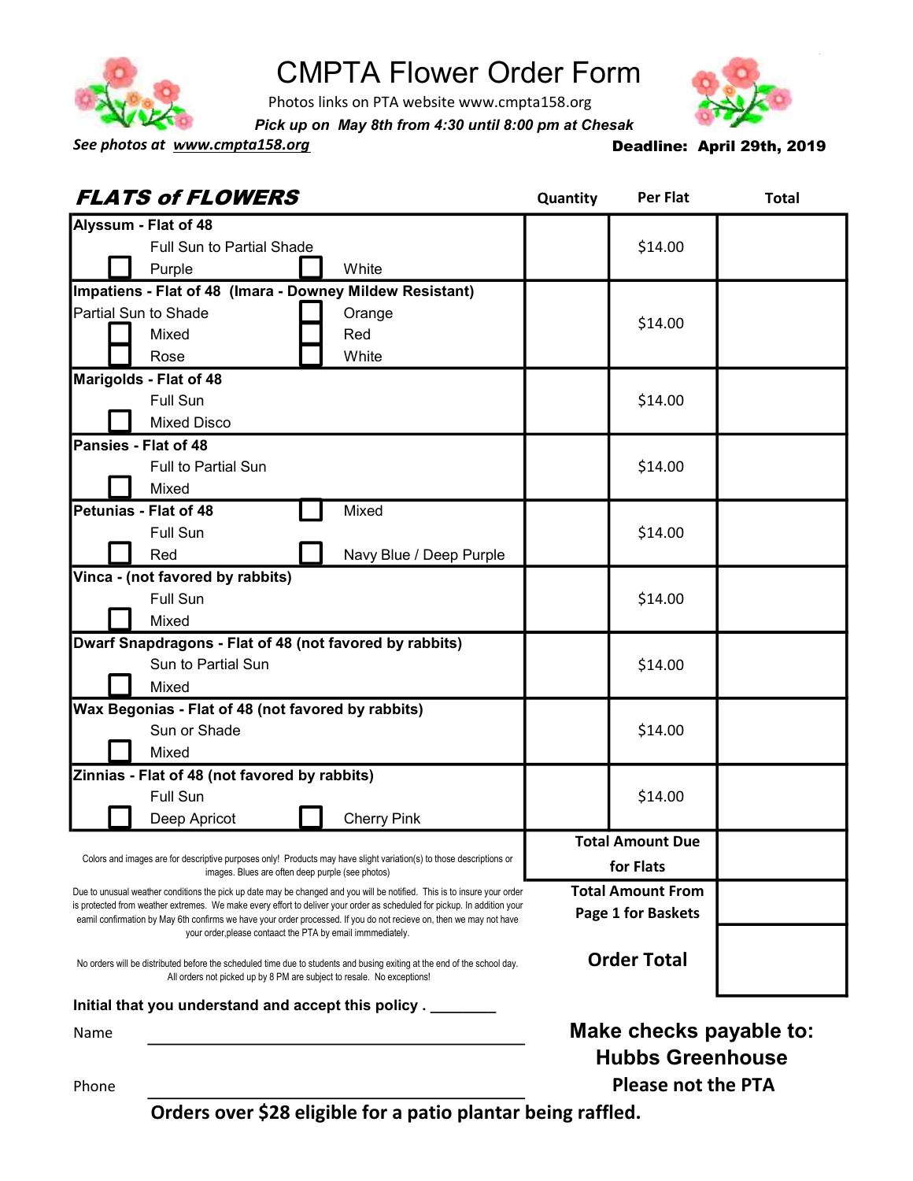# CMPTA Flower Order Form

Photos links on PTA website www.cmpta158.org

*Pick up on May 8th from 4:30 until 8:00 pm at Chesak*

*See photos at www.cmpta158.org*

**Deadline: April 29th, 2019**

| ***FLATS of FLOWERS*** | Quantity | Per Flat | Total |
|---|---|---|---|
| **Alyssum - Flat of 48**<br>Full Sun to Partial Shade<br>☐ Purple ☐ White | | $14.00 | |
| **Impatiens - Flat of 48 (Imara - Downey Mildew Resistant)**<br>Partial Sun to Shade ☐ Orange<br>☐ Mixed ☐ Red<br>☐ Rose ☐ White | | $14.00 | |
| **Marigolds - Flat of 48**<br>Full Sun<br>☐ Mixed Disco | | $14.00 | |
| **Pansies - Flat of 48**<br>Full to Partial Sun<br>☐ Mixed | | $14.00 | |
| **Petunias - Flat of 48** ☐ Mixed<br>Full Sun<br>☐ Red ☐ Navy Blue / Deep Purple | | $14.00 | |
| **Vinca - (not favored by rabbits)**<br>Full Sun<br>☐ Mixed | | $14.00 | |
| **Dwarf Snapdragons - Flat of 48 (not favored by rabbits)**<br>Sun to Partial Sun<br>☐ Mixed | | $14.00 | |
| **Wax Begonias - Flat of 48 (not favored by rabbits)**<br>Sun or Shade<br>☐ Mixed | | $14.00 | |
| **Zinnias - Flat of 48 (not favored by rabbits)**<br>Full Sun<br>☐ Deep Apricot ☐ Cherry Pink | | $14.00 | |
| | **Total Amount Due for Flats** | | |
| | **Total Amount From Page 1 for Baskets** | | |
| | **Order Total** | | |

Colors and images are for descriptive purposes only! Products may have slight variation(s) to those descriptions or images. Blues are often deep purple (see photos)

Due to unusual weather conditions the pick up date may be changed and you will be notified. This is to insure your order is protected from weather extremes. We make every effort to deliver your order as scheduled for pickup. In addition your eamil confirmation by May 6th confirms we have your order processed. If you do not recieve on, then we may not have your order,please contaact the PTA by email immmediately.

No orders will be distributed before the scheduled time due to students and busing exiting at the end of the school day. All orders not picked up by 8 PM are subject to resale. No exceptions!

**Initial that you understand and accept this policy . ________**

Name ________________________________________

Phone ________________________________________

**Make checks payable to:**
**Hubbs Greenhouse**
**Please not the PTA**

**Orders over $28 eligible for a patio plantar being raffled.**